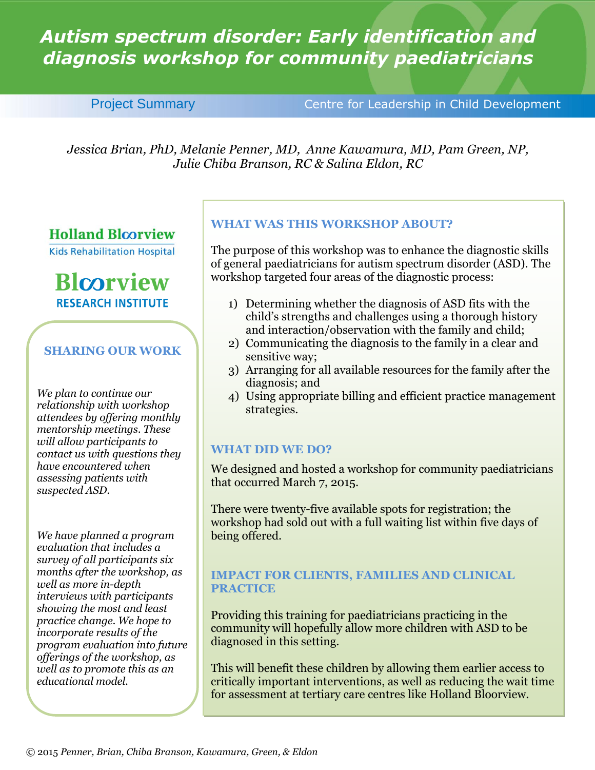# Autism spectrum disorder: Early identification and diagnosis workshop for community paediatricians

Project Summary — Centre for Leadership in Child Development

*Jessica Brian, PhD, Melanie Penner, MD, Anne Kawamura, MD, Pam Green, NP, Julie Chiba Branson, RC & Salina Eldon, RC*

Holland Bloorview Kids Rehabilitation Hospital

Bloorview Research Institute

## WHAT WAS THIS WORKSHOP ABOUT?

The purpose of this workshop was to enhance the diagnostic skills of general paediatricians for autism spectrum disorder (ASD). The workshop targeted four areas of the diagnostic process:

1) Determining whether the diagnosis of ASD fits with the child's strengths and challenges using a thorough history and interaction/observation with the family and child;
2) Communicating the diagnosis to the family in a clear and sensitive way;
3) Arranging for all available resources for the family after the diagnosis; and
4) Using appropriate billing and efficient practice management strategies.

## WHAT DID WE DO?

We designed and hosted a workshop for community paediatricians that occurred March 7, 2015.

There were twenty-five available spots for registration; the workshop had sold out with a full waiting list within five days of being offered.

## IMPACT FOR CLIENTS, FAMILIES AND CLINICAL PRACTICE

Providing this training for paediatricians practicing in the community will hopefully allow more children with ASD to be diagnosed in this setting.

This will benefit these children by allowing them earlier access to critically important interventions, as well as reducing the wait time for assessment at tertiary care centres like Holland Bloorview.

## SHARING OUR WORK

*We plan to continue our relationship with workshop attendees by offering monthly mentorship meetings. These will allow participants to contact us with questions they have encountered when assessing patients with suspected ASD.*

*We have planned a program evaluation that includes a survey of all participants six months after the workshop, as well as more in-depth interviews with participants showing the most and least practice change. We hope to incorporate results of the program evaluation into future offerings of the workshop, as well as to promote this as an educational model.*

© 2015 *Penner, Brian, Chiba Branson, Kawamura, Green, & Eldon*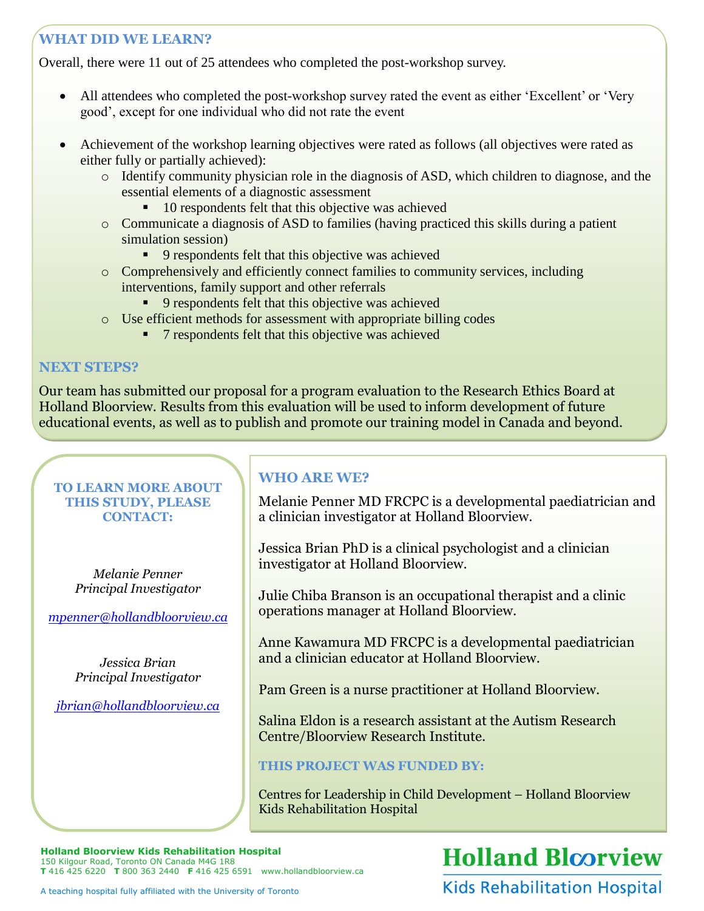## WHAT DID WE LEARN?

Overall, there were 11 out of 25 attendees who completed the post-workshop survey.

- All attendees who completed the post-workshop survey rated the event as either 'Excellent' or 'Very good', except for one individual who did not rate the event
- Achievement of the workshop learning objectives were rated as follows (all objectives were rated as either fully or partially achieved):
  - Identify community physician role in the diagnosis of ASD, which children to diagnose, and the essential elements of a diagnostic assessment
    - 10 respondents felt that this objective was achieved
  - Communicate a diagnosis of ASD to families (having practiced this skills during a patient simulation session)
    - 9 respondents felt that this objective was achieved
  - Comprehensively and efficiently connect families to community services, including interventions, family support and other referrals
    - 9 respondents felt that this objective was achieved
  - Use efficient methods for assessment with appropriate billing codes
    - 7 respondents felt that this objective was achieved

## NEXT STEPS?

Our team has submitted our proposal for a program evaluation to the Research Ethics Board at Holland Bloorview. Results from this evaluation will be used to inform development of future educational events, as well as to publish and promote our training model in Canada and beyond.

### TO LEARN MORE ABOUT THIS STUDY, PLEASE CONTACT:

*Melanie Penner*
*Principal Investigator*

mpenner@hollandbloorview.ca

*Jessica Brian*
*Principal Investigator*

jbrian@hollandbloorview.ca

## WHO ARE WE?

Melanie Penner MD FRCPC is a developmental paediatrician and a clinician investigator at Holland Bloorview.

Jessica Brian PhD is a clinical psychologist and a clinician investigator at Holland Bloorview.

Julie Chiba Branson is an occupational therapist and a clinic operations manager at Holland Bloorview.

Anne Kawamura MD FRCPC is a developmental paediatrician and a clinician educator at Holland Bloorview.

Pam Green is a nurse practitioner at Holland Bloorview.

Salina Eldon is a research assistant at the Autism Research Centre/Bloorview Research Institute.

### THIS PROJECT WAS FUNDED BY:

Centres for Leadership in Child Development – Holland Bloorview Kids Rehabilitation Hospital

**Holland Bloorview Kids Rehabilitation Hospital**
150 Kilgour Road, Toronto ON Canada M4G 1R8
**T** 416 425 6220 **T** 800 363 2440 **F** 416 425 6591 www.hollandbloorview.ca

A teaching hospital fully affiliated with the University of Toronto

**Holland Bloorview**
Kids Rehabilitation Hospital